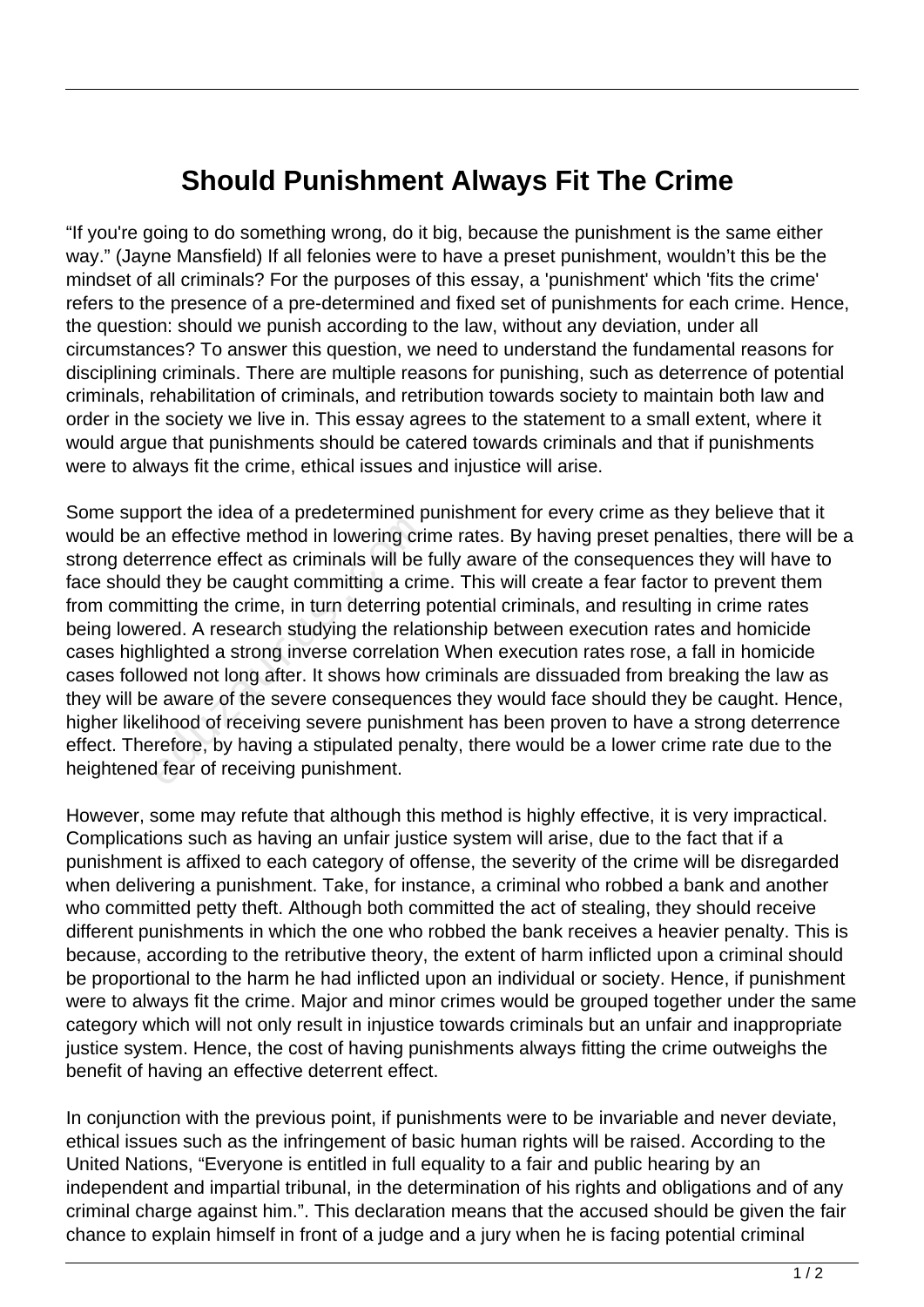# Should Punishment Always Fit The Crime

“If you're going to do something wrong, do it big, because the punishment is the same either way.” (Jayne Mansfield) If all felonies were to have a preset punishment, wouldn’t this be the mindset of all criminals? For the purposes of this essay, a 'punishment' which 'fits the crime' refers to the presence of a pre-determined and fixed set of punishments for each crime. Hence, the question: should we punish according to the law, without any deviation, under all circumstances? To answer this question, we need to understand the fundamental reasons for disciplining criminals. There are multiple reasons for punishing, such as deterrence of potential criminals, rehabilitation of criminals, and retribution towards society to maintain both law and order in the society we live in. This essay agrees to the statement to a small extent, where it would argue that punishments should be catered towards criminals and that if punishments were to always fit the crime, ethical issues and injustice will arise.

Some support the idea of a predetermined punishment for every crime as they believe that it would be an effective method in lowering crime rates. By having preset penalties, there will be a strong deterrence effect as criminals will be fully aware of the consequences they will have to face should they be caught committing a crime. This will create a fear factor to prevent them from committing the crime, in turn deterring potential criminals, and resulting in crime rates being lowered. A research studying the relationship between execution rates and homicide cases highlighted a strong inverse correlation When execution rates rose, a fall in homicide cases followed not long after. It shows how criminals are dissuaded from breaking the law as they will be aware of the severe consequences they would face should they be caught. Hence, higher likelihood of receiving severe punishment has been proven to have a strong deterrence effect. Therefore, by having a stipulated penalty, there would be a lower crime rate due to the heightened fear of receiving punishment.

However, some may refute that although this method is highly effective, it is very impractical. Complications such as having an unfair justice system will arise, due to the fact that if a punishment is affixed to each category of offense, the severity of the crime will be disregarded when delivering a punishment. Take, for instance, a criminal who robbed a bank and another who committed petty theft. Although both committed the act of stealing, they should receive different punishments in which the one who robbed the bank receives a heavier penalty. This is because, according to the retributive theory, the extent of harm inflicted upon a criminal should be proportional to the harm he had inflicted upon an individual or society. Hence, if punishment were to always fit the crime. Major and minor crimes would be grouped together under the same category which will not only result in injustice towards criminals but an unfair and inappropriate justice system. Hence, the cost of having punishments always fitting the crime outweighs the benefit of having an effective deterrent effect.

In conjunction with the previous point, if punishments were to be invariable and never deviate, ethical issues such as the infringement of basic human rights will be raised. According to the United Nations, “Everyone is entitled in full equality to a fair and public hearing by an independent and impartial tribunal, in the determination of his rights and obligations and of any criminal charge against him.”. This declaration means that the accused should be given the fair chance to explain himself in front of a judge and a jury when he is facing potential criminal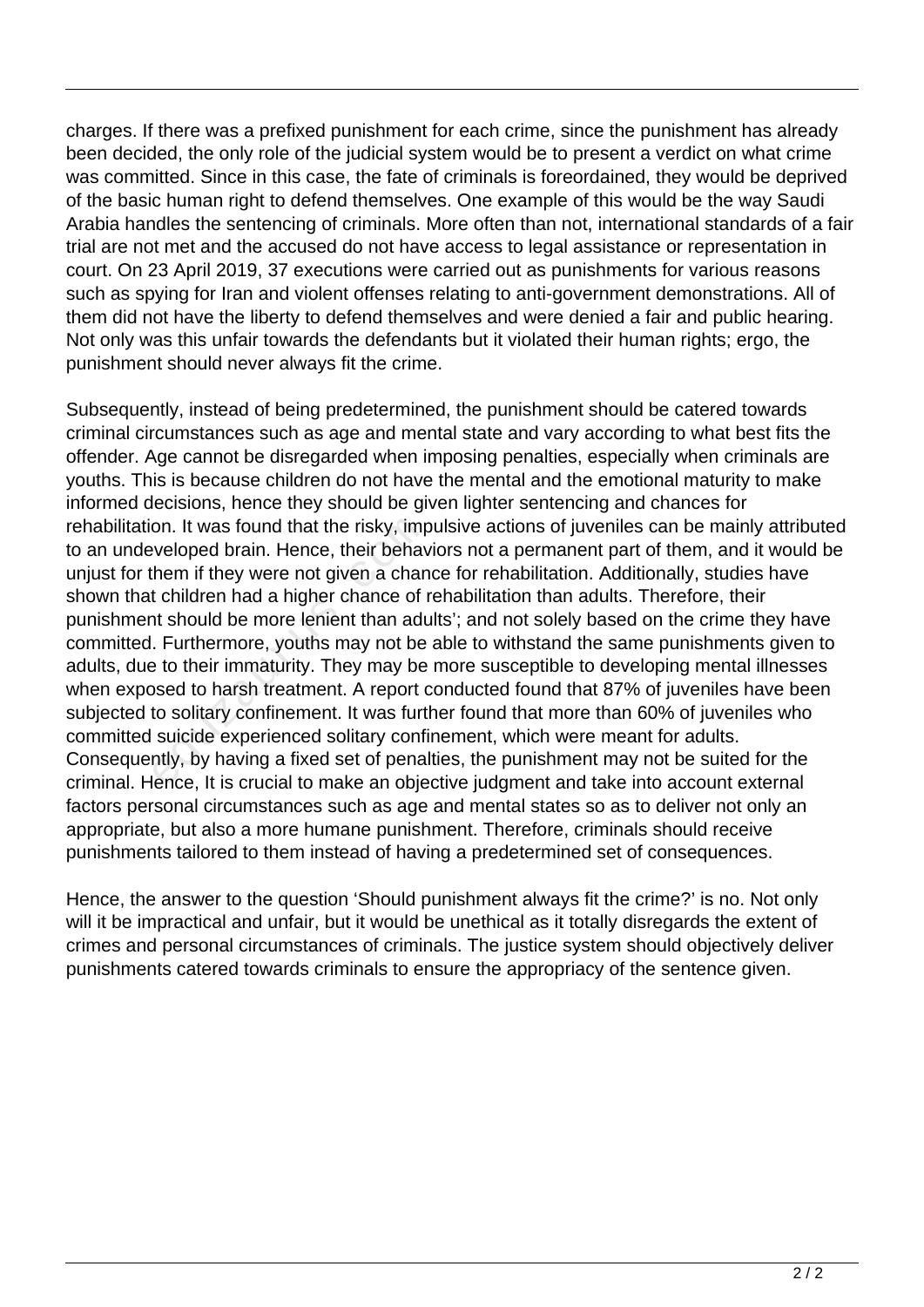charges. If there was a prefixed punishment for each crime, since the punishment has already been decided, the only role of the judicial system would be to present a verdict on what crime was committed. Since in this case, the fate of criminals is foreordained, they would be deprived of the basic human right to defend themselves. One example of this would be the way Saudi Arabia handles the sentencing of criminals. More often than not, international standards of a fair trial are not met and the accused do not have access to legal assistance or representation in court. On 23 April 2019, 37 executions were carried out as punishments for various reasons such as spying for Iran and violent offenses relating to anti-government demonstrations. All of them did not have the liberty to defend themselves and were denied a fair and public hearing. Not only was this unfair towards the defendants but it violated their human rights; ergo, the punishment should never always fit the crime.

Subsequently, instead of being predetermined, the punishment should be catered towards criminal circumstances such as age and mental state and vary according to what best fits the offender. Age cannot be disregarded when imposing penalties, especially when criminals are youths. This is because children do not have the mental and the emotional maturity to make informed decisions, hence they should be given lighter sentencing and chances for rehabilitation. It was found that the risky, impulsive actions of juveniles can be mainly attributed to an undeveloped brain. Hence, their behaviors not a permanent part of them, and it would be unjust for them if they were not given a chance for rehabilitation. Additionally, studies have shown that children had a higher chance of rehabilitation than adults. Therefore, their punishment should be more lenient than adults'; and not solely based on the crime they have committed. Furthermore, youths may not be able to withstand the same punishments given to adults, due to their immaturity. They may be more susceptible to developing mental illnesses when exposed to harsh treatment. A report conducted found that 87% of juveniles have been subjected to solitary confinement. It was further found that more than 60% of juveniles who committed suicide experienced solitary confinement, which were meant for adults. Consequently, by having a fixed set of penalties, the punishment may not be suited for the criminal. Hence, It is crucial to make an objective judgment and take into account external factors personal circumstances such as age and mental states so as to deliver not only an appropriate, but also a more humane punishment. Therefore, criminals should receive punishments tailored to them instead of having a predetermined set of consequences.

Hence, the answer to the question 'Should punishment always fit the crime?' is no. Not only will it be impractical and unfair, but it would be unethical as it totally disregards the extent of crimes and personal circumstances of criminals. The justice system should objectively deliver punishments catered towards criminals to ensure the appropriacy of the sentence given.